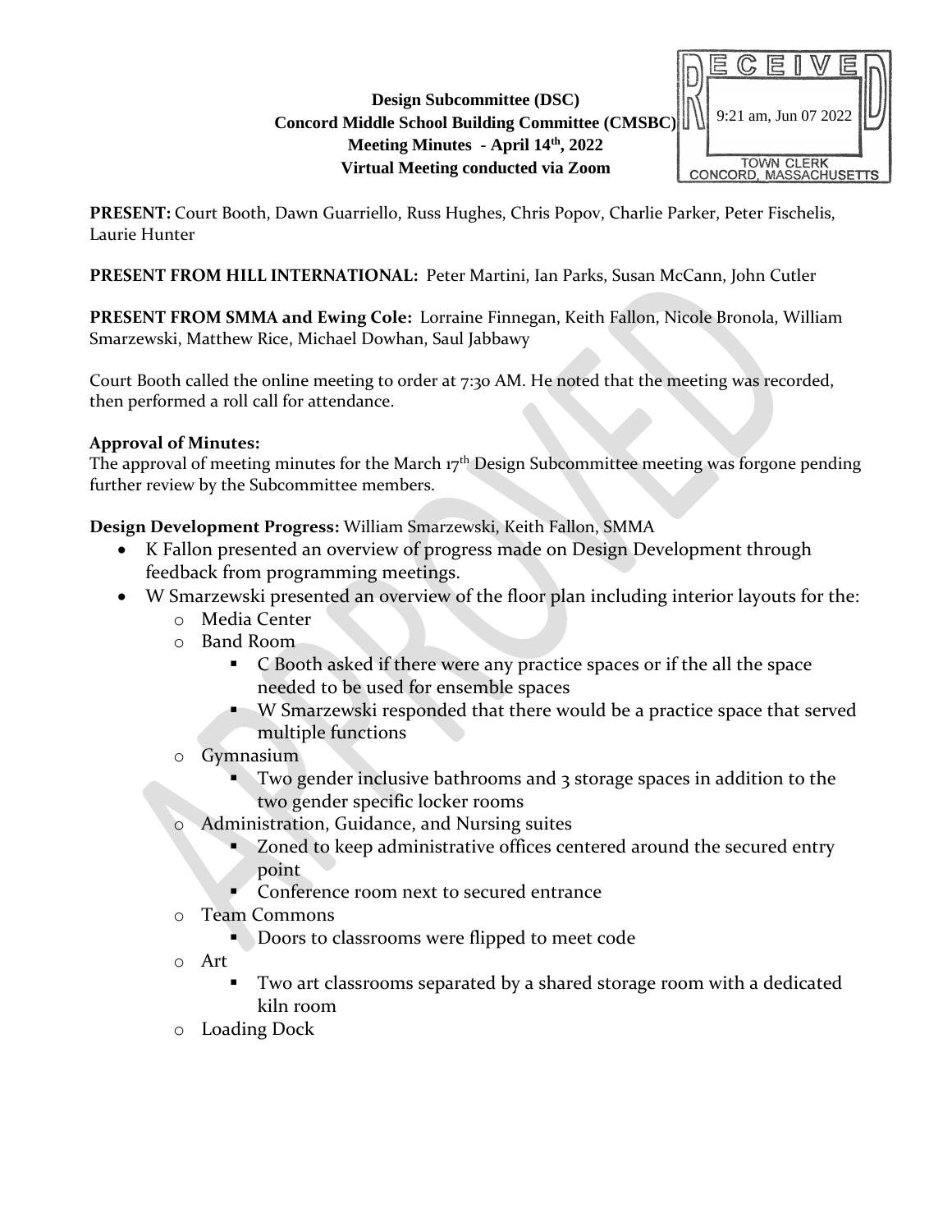**Design Subcommittee (DSC)**
**Concord Middle School Building Committee (CMSBC)**
**Meeting Minutes - April 14th, 2022**
**Virtual Meeting conducted via Zoom**

RECEIVED
9:21 am, Jun 07 2022
TOWN CLERK
CONCORD, MASSACHUSETTS

**PRESENT:** Court Booth, Dawn Guarriello, Russ Hughes, Chris Popov, Charlie Parker, Peter Fischelis, Laurie Hunter

**PRESENT FROM HILL INTERNATIONAL:** Peter Martini, Ian Parks, Susan McCann, John Cutler

**PRESENT FROM SMMA and Ewing Cole:** Lorraine Finnegan, Keith Fallon, Nicole Bronola, William Smarzewski, Matthew Rice, Michael Dowhan, Saul Jabbawy

Court Booth called the online meeting to order at 7:30 AM. He noted that the meeting was recorded, then performed a roll call for attendance.

**Approval of Minutes:**
The approval of meeting minutes for the March 17th Design Subcommittee meeting was forgone pending further review by the Subcommittee members.

**Design Development Progress:** William Smarzewski, Keith Fallon, SMMA

- K Fallon presented an overview of progress made on Design Development through feedback from programming meetings.
- W Smarzewski presented an overview of the floor plan including interior layouts for the:
  - Media Center
  - Band Room
    - C Booth asked if there were any practice spaces or if the all the space needed to be used for ensemble spaces
    - W Smarzewski responded that there would be a practice space that served multiple functions
  - Gymnasium
    - Two gender inclusive bathrooms and 3 storage spaces in addition to the two gender specific locker rooms
  - Administration, Guidance, and Nursing suites
    - Zoned to keep administrative offices centered around the secured entry point
    - Conference room next to secured entrance
  - Team Commons
    - Doors to classrooms were flipped to meet code
  - Art
    - Two art classrooms separated by a shared storage room with a dedicated kiln room
  - Loading Dock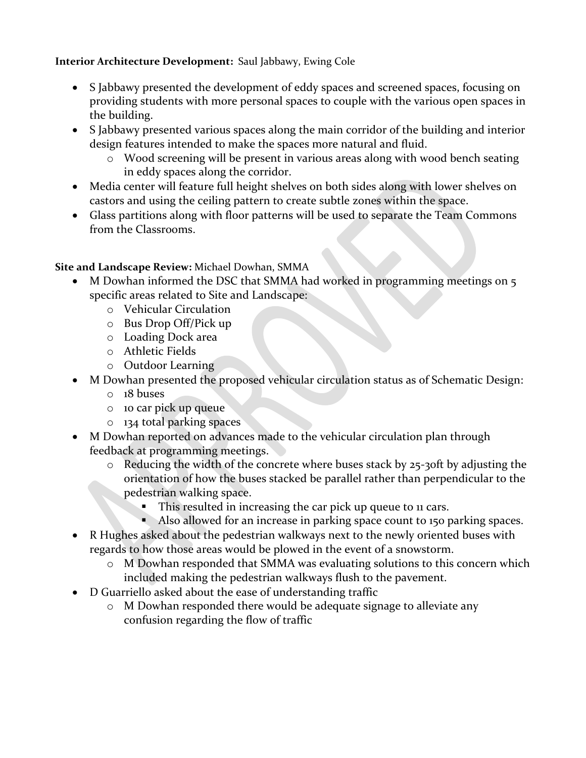**Interior Architecture Development:** Saul Jabbawy, Ewing Cole

- S Jabbawy presented the development of eddy spaces and screened spaces, focusing on providing students with more personal spaces to couple with the various open spaces in the building.
- S Jabbawy presented various spaces along the main corridor of the building and interior design features intended to make the spaces more natural and fluid.
  - Wood screening will be present in various areas along with wood bench seating in eddy spaces along the corridor.
- Media center will feature full height shelves on both sides along with lower shelves on castors and using the ceiling pattern to create subtle zones within the space.
- Glass partitions along with floor patterns will be used to separate the Team Commons from the Classrooms.

**Site and Landscape Review:** Michael Dowhan, SMMA

- M Dowhan informed the DSC that SMMA had worked in programming meetings on 5 specific areas related to Site and Landscape:
  - Vehicular Circulation
  - Bus Drop Off/Pick up
  - Loading Dock area
  - Athletic Fields
  - Outdoor Learning
- M Dowhan presented the proposed vehicular circulation status as of Schematic Design:
  - 18 buses
  - 10 car pick up queue
  - 134 total parking spaces
- M Dowhan reported on advances made to the vehicular circulation plan through feedback at programming meetings.
  - Reducing the width of the concrete where buses stack by 25-30ft by adjusting the orientation of how the buses stacked be parallel rather than perpendicular to the pedestrian walking space.
    - This resulted in increasing the car pick up queue to 11 cars.
    - Also allowed for an increase in parking space count to 150 parking spaces.
- R Hughes asked about the pedestrian walkways next to the newly oriented buses with regards to how those areas would be plowed in the event of a snowstorm.
  - M Dowhan responded that SMMA was evaluating solutions to this concern which included making the pedestrian walkways flush to the pavement.
- D Guarriello asked about the ease of understanding traffic
  - M Dowhan responded there would be adequate signage to alleviate any confusion regarding the flow of traffic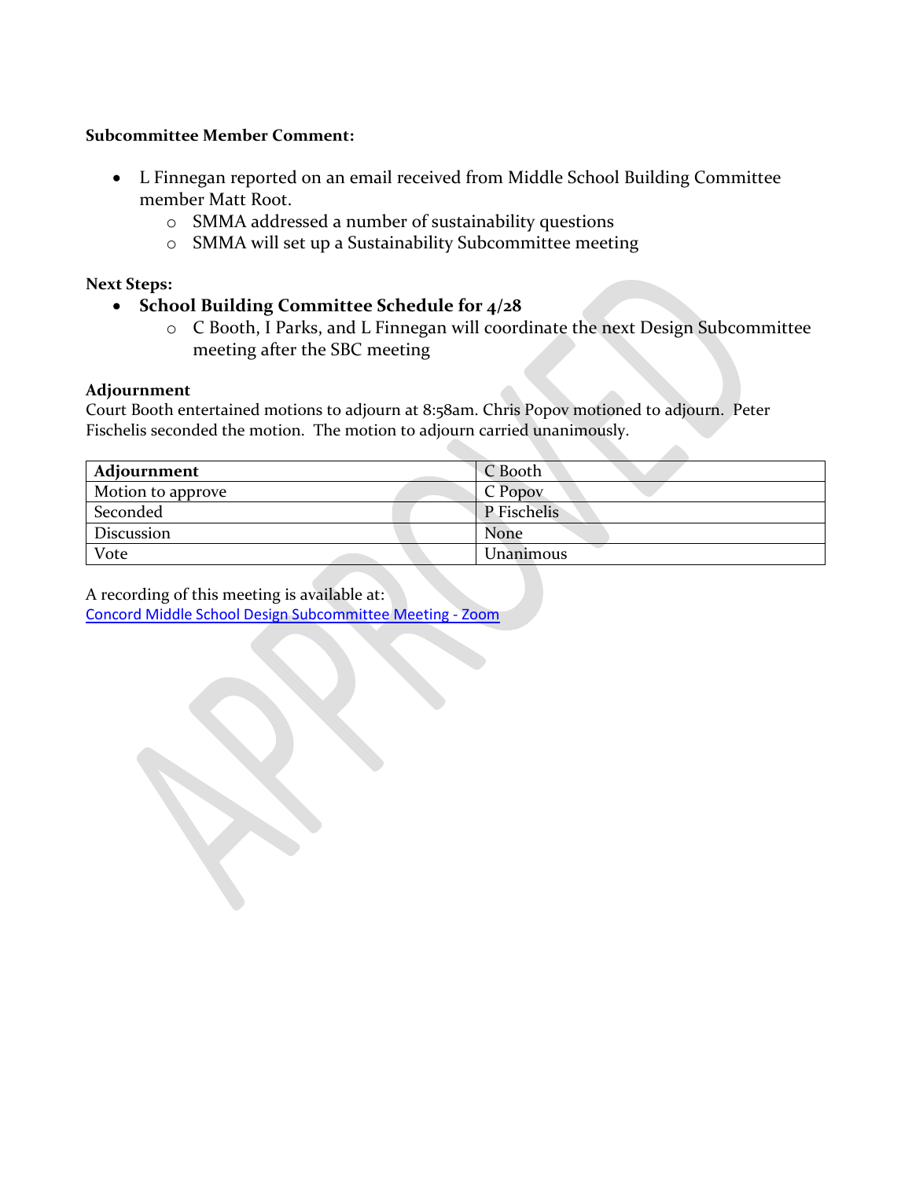**Subcommittee Member Comment:**

- L Finnegan reported on an email received from Middle School Building Committee member Matt Root.
  - SMMA addressed a number of sustainability questions
  - SMMA will set up a Sustainability Subcommittee meeting

**Next Steps:**

- **School Building Committee Schedule for 4/28**
  - C Booth, I Parks, and L Finnegan will coordinate the next Design Subcommittee meeting after the SBC meeting

**Adjournment**

Court Booth entertained motions to adjourn at 8:58am. Chris Popov motioned to adjourn. Peter Fischelis seconded the motion. The motion to adjourn carried unanimously.

| **Adjournment** | C Booth |
|---|---|
| Motion to approve | C Popov |
| Seconded | P Fischelis |
| Discussion | None |
| Vote | Unanimous |

A recording of this meeting is available at:
[Concord Middle School Design Subcommittee Meeting - Zoom]